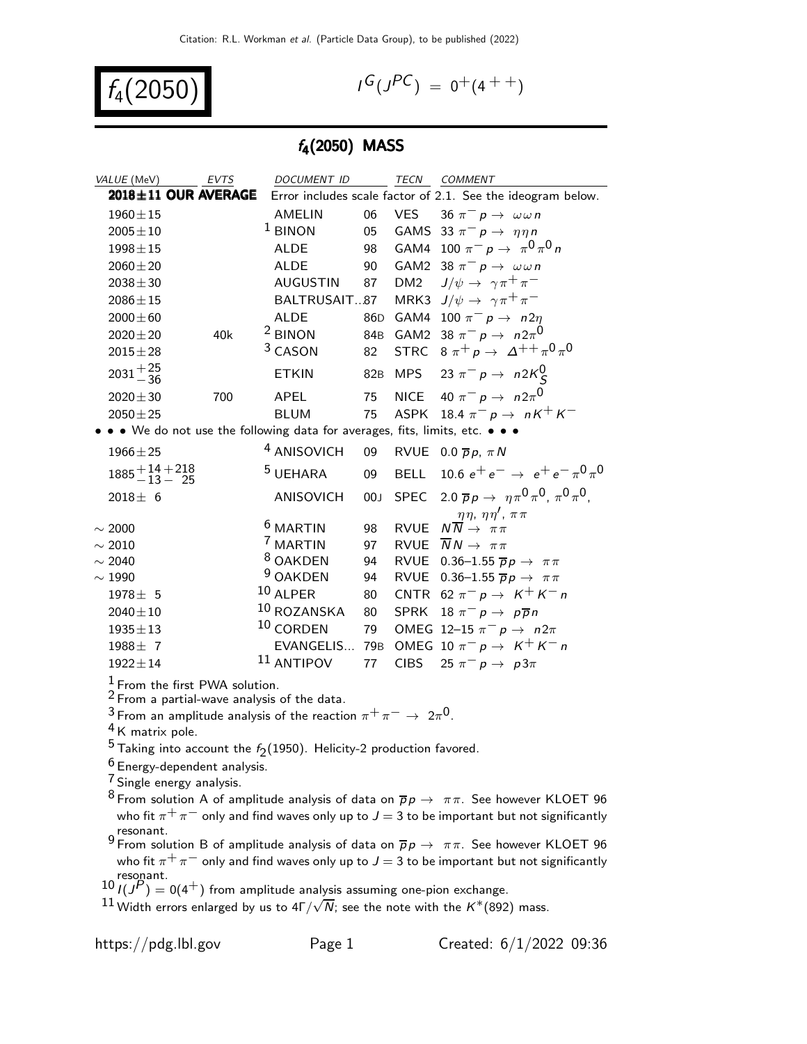# $f_4(2050)$

$I^G(J^{PC}) = 0^+(4^{++})$

## $f_4(2050)$ MASS

| VALUE (MeV) | EVTS | DOCUMENT ID | | TECN | COMMENT |
|---|---|---|---|---|---|
| **2018±11 OUR AVERAGE** | | Error includes scale factor of 2.1. See the ideogram below. | | | |
| $1960 \pm 15$ | | AMELIN | 06 | VES | 36 $\pi^- p \to \omega\omega n$ |
| $2005 \pm 10$ | | [1] BINON | 05 | GAMS | 33 $\pi^- p \to \eta\eta n$ |
| $1998 \pm 15$ | | ALDE | 98 | GAM4 | 100 $\pi^- p \to \pi^0 \pi^0 n$ |
| $2060 \pm 20$ | | ALDE | 90 | GAM2 | 38 $\pi^- p \to \omega\omega n$ |
| $2038 \pm 30$ | | AUGUSTIN | 87 | DM2 | $J/\psi \to \gamma \pi^+ \pi^-$ |
| $2086 \pm 15$ | | BALTRUSAIT...87 | | MRK3 | $J/\psi \to \gamma \pi^+ \pi^-$ |
| $2000 \pm 60$ | | ALDE | 86D | GAM4 | 100 $\pi^- p \to n 2\eta$ |
| $2020 \pm 20$ | 40k | [2] BINON | 84B | GAM2 | 38 $\pi^- p \to n 2\pi^0$ |
| $2015 \pm 28$ | | [3] CASON | 82 | STRC | 8 $\pi^+ p \to \Delta^{++} \pi^0 \pi^0$ |
| $2031^{+25}_{-36}$ | | ETKIN | 82B | MPS | 23 $\pi^- p \to n 2K^0_S$ |
| $2020 \pm 30$ | 700 | APEL | 75 | NICE | 40 $\pi^- p \to n 2\pi^0$ |
| $2050 \pm 25$ | | BLUM | 75 | ASPK | 18.4 $\pi^- p \to n K^+ K^-$ |
| • • • We do not use the following data for averages, fits, limits, etc. • • • | | | | | |
| $1966 \pm 25$ | | [4] ANISOVICH | 09 | RVUE | 0.0 $\overline{p}p$, $\pi N$ |
| $1885^{+14}_{-13}{}^{+218}_{-25}$ | | [5] UEHARA | 09 | BELL | 10.6 $e^+e^- \to e^+e^- \pi^0\pi^0$ |
| $2018 \pm 6$ | | ANISOVICH | 00J | SPEC | 2.0 $\overline{p}p \to \eta\pi^0\pi^0$, $\pi^0\pi^0$, $\eta\eta$, $\eta\eta'$, $\pi\pi$ |
| $\sim 2000$ | | [6] MARTIN | 98 | RVUE | $N\overline{N} \to \pi\pi$ |
| $\sim 2010$ | | [7] MARTIN | 97 | RVUE | $\overline{N}N \to \pi\pi$ |
| $\sim 2040$ | | [8] OAKDEN | 94 | RVUE | 0.36–1.55 $\overline{p}p \to \pi\pi$ |
| $\sim 1990$ | | [9] OAKDEN | 94 | RVUE | 0.36–1.55 $\overline{p}p \to \pi\pi$ |
| $1978 \pm 5$ | | [10] ALPER | 80 | CNTR | 62 $\pi^- p \to K^+ K^- n$ |
| $2040 \pm 10$ | | [10] ROZANSKA | 80 | SPRK | 18 $\pi^- p \to p\overline{p}n$ |
| $1935 \pm 13$ | | [10] CORDEN | 79 | OMEG | 12–15 $\pi^- p \to n 2\pi$ |
| $1988 \pm 7$ | | EVANGELIS... | 79B | OMEG | 10 $\pi^- p \to K^+ K^- n$ |
| $1922 \pm 14$ | | [11] ANTIPOV | 77 | CIBS | 25 $\pi^- p \to p 3\pi$ |

[1] From the first PWA solution.

[2] From a partial-wave analysis of the data.

[3] From an amplitude analysis of the reaction $\pi^+\pi^- \to 2\pi^0$.

[4] K matrix pole.

[5] Taking into account the $f_2(1950)$. Helicity-2 production favored.

[6] Energy-dependent analysis.

[7] Single energy analysis.

[8] From solution A of amplitude analysis of data on $\overline{p}p \to \pi\pi$. See however KLOET 96 who fit $\pi^+\pi^-$ only and find waves only up to $J = 3$ to be important but not significantly resonant.

[9] From solution B of amplitude analysis of data on $\overline{p}p \to \pi\pi$. See however KLOET 96 who fit $\pi^+\pi^-$ only and find waves only up to $J = 3$ to be important but not significantly resonant.

[10] $I(J^P) = 0(4^+)$ from amplitude analysis assuming one-pion exchange.

[11] Width errors enlarged by us to $4\Gamma/\sqrt{N}$; see the note with the $K^*(892)$ mass.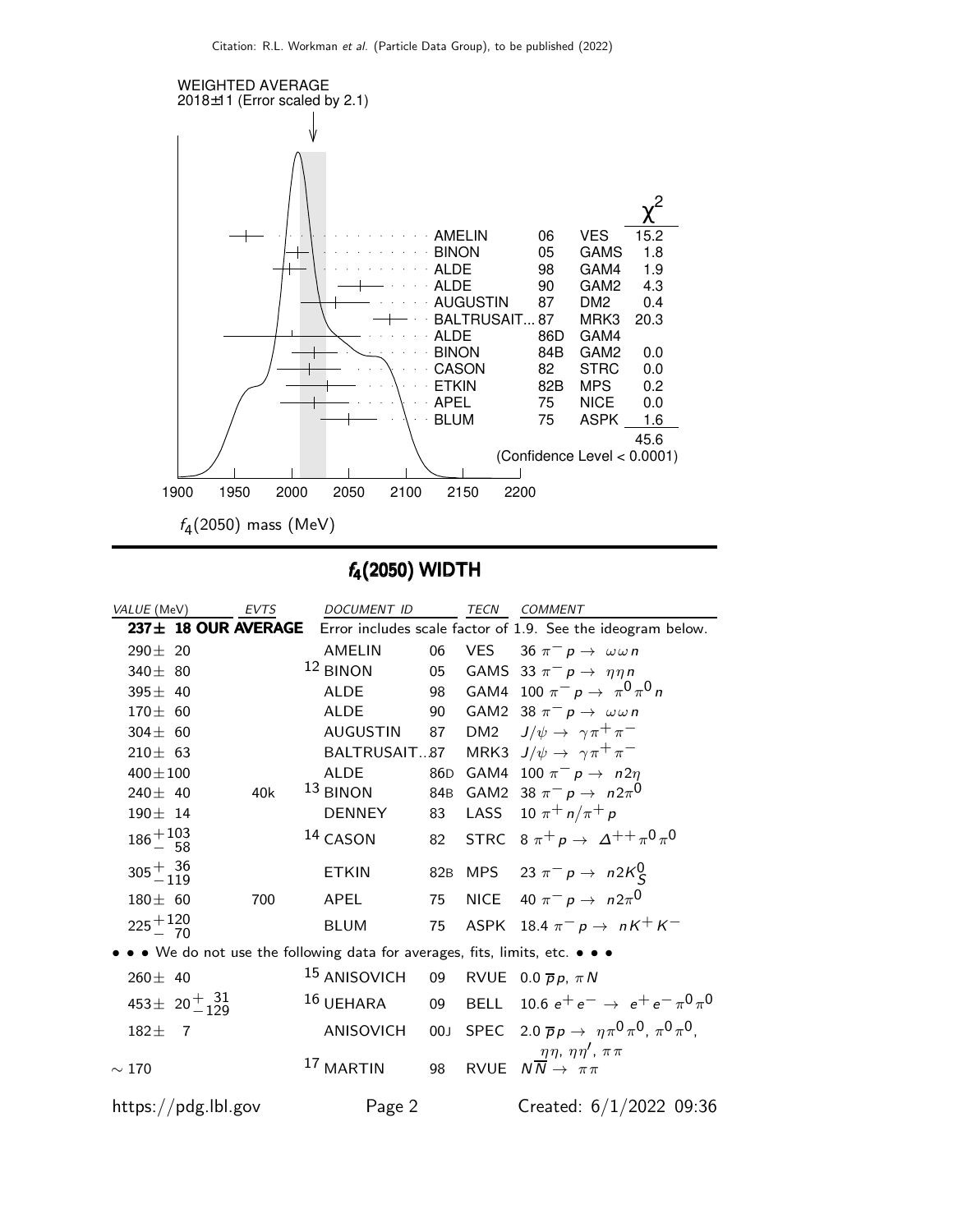WEIGHTED AVERAGE
2018±11 (Error scaled by 2.1)

| | | | $\chi^2$ |
|---|---|---|---|
| AMELIN | 06 | VES | 15.2 |
| BINON | 05 | GAMS | 1.8 |
| ALDE | 98 | GAM4 | 1.9 |
| ALDE | 90 | GAM2 | 4.3 |
| AUGUSTIN | 87 | DM2 | 0.4 |
| BALTRUSAIT... | 87 | MRK3 | 20.3 |
| ALDE | 86D | GAM4 | |
| BINON | 84B | GAM2 | 0.0 |
| CASON | 82 | STRC | 0.0 |
| ETKIN | 82B | MPS | 0.2 |
| APEL | 75 | NICE | 0.0 |
| BLUM | 75 | ASPK | 1.6 |
| | | | 45.6 |

(Confidence Level < 0.0001)

$f_4(2050)$ mass (MeV)

## $f_4(2050)$ WIDTH

| VALUE (MeV) | EVTS | DOCUMENT ID | | TECN | COMMENT |
|---|---|---|---|---|---|
| **237± 18 OUR AVERAGE** | | Error includes scale factor of 1.9. See the ideogram below. | | | |
| 290± 20 | | AMELIN | 06 | VES | 36 $\pi^- p \to \omega\omega n$ |
| 340± 80 | | [12] BINON | 05 | GAMS | 33 $\pi^- p \to \eta\eta n$ |
| 395± 40 | | ALDE | 98 | GAM4 | 100 $\pi^- p \to \pi^0\pi^0 n$ |
| 170± 60 | | ALDE | 90 | GAM2 | 38 $\pi^- p \to \omega\omega n$ |
| 304± 60 | | AUGUSTIN | 87 | DM2 | $J/\psi \to \gamma\pi^+\pi^-$ |
| 210± 63 | | BALTRUSAIT...87 | | MRK3 | $J/\psi \to \gamma\pi^+\pi^-$ |
| 400±100 | | ALDE | 86D | GAM4 | 100 $\pi^- p \to n2\eta$ |
| 240± 40 | 40k | [13] BINON | 84B | GAM2 | 38 $\pi^- p \to n2\pi^0$ |
| 190± 14 | | DENNEY | 83 | LASS | 10 $\pi^+ n/\pi^+ p$ |
| $186^{+103}_{-58}$ | | [14] CASON | 82 | STRC | 8 $\pi^+ p \to \Delta^{++}\pi^0\pi^0$ |
| $305^{+36}_{-119}$ | | ETKIN | 82B | MPS | 23 $\pi^- p \to n2K^0_S$ |
| 180± 60 | 700 | APEL | 75 | NICE | 40 $\pi^- p \to n2\pi^0$ |
| $225^{+120}_{-70}$ | | BLUM | 75 | ASPK | 18.4 $\pi^- p \to nK^+K^-$ |
| • • • We do not use the following data for averages, fits, limits, etc. • • • | | | | | |
| 260± 40 | | [15] ANISOVICH | 09 | RVUE | 0.0 $\overline{p}p$, $\pi N$ |
| $453\pm 20^{+31}_{-129}$ | | [16] UEHARA | 09 | BELL | 10.6 $e^+e^- \to e^+e^-\pi^0\pi^0$ |
| 182± 7 | | ANISOVICH | 00J | SPEC | 2.0 $\overline{p}p \to \eta\pi^0\pi^0$, $\pi^0\pi^0$, $\eta\eta$, $\eta\eta'$, $\pi\pi$ |
| ~ 170 | | [17] MARTIN | 98 | RVUE | $N\overline{N} \to \pi\pi$ |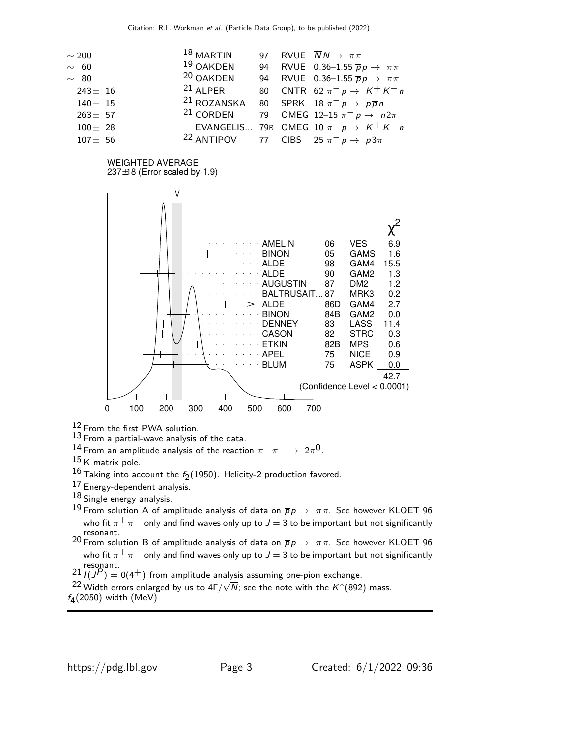| | | | | |
|---|---|---|---|---|
| $\sim 200$ | [18] MARTIN | 97 | RVUE | $\overline{N}N \rightarrow \pi\pi$ |
| $\sim 60$ | [19] OAKDEN | 94 | RVUE | 0.36–1.55 $\overline{p}p \rightarrow \pi\pi$ |
| $\sim 80$ | [20] OAKDEN | 94 | RVUE | 0.36–1.55 $\overline{p}p \rightarrow \pi\pi$ |
| $243 \pm 16$ | [21] ALPER | 80 | CNTR | 62 $\pi^- p \rightarrow K^+ K^- n$ |
| $140 \pm 15$ | [21] ROZANSKA | 80 | SPRK | 18 $\pi^- p \rightarrow p\overline{p}n$ |
| $263 \pm 57$ | [21] CORDEN | 79 | OMEG | 12–15 $\pi^- p \rightarrow n2\pi$ |
| $100 \pm 28$ | EVANGELIS... | 79B | OMEG | 10 $\pi^- p \rightarrow K^+ K^- n$ |
| $107 \pm 56$ | [22] ANTIPOV | 77 | CIBS | 25 $\pi^- p \rightarrow p3\pi$ |

WEIGHTED AVERAGE
237±18 (Error scaled by 1.9)

| | | | $\chi^2$ |
|---|---|---|---|
| AMELIN | 06 | VES | 6.9 |
| BINON | 05 | GAMS | 1.6 |
| ALDE | 98 | GAM4 | 15.5 |
| ALDE | 90 | GAM2 | 1.3 |
| AUGUSTIN | 87 | DM2 | 1.2 |
| BALTRUSAIT... | 87 | MRK3 | 0.2 |
| ALDE | 86D | GAM4 | 2.7 |
| BINON | 84B | GAM2 | 0.0 |
| DENNEY | 83 | LASS | 11.4 |
| CASON | 82 | STRC | 0.3 |
| ETKIN | 82B | MPS | 0.6 |
| APEL | 75 | NICE | 0.9 |
| BLUM | 75 | ASPK | 0.0 |
| | | | 42.7 |

(Confidence Level < 0.0001)

0 100 200 300 400 500 600 700

$f_4(2050)$ width (MeV)

[12] From the first PWA solution.

[13] From a partial-wave analysis of the data.

[14] From an amplitude analysis of the reaction $\pi^+\pi^- \rightarrow 2\pi^0$.

[15] K matrix pole.

[16] Taking into account the $f_2(1950)$. Helicity-2 production favored.

[17] Energy-dependent analysis.

[18] Single energy analysis.

[19] From solution A of amplitude analysis of data on $\overline{p}p \rightarrow \pi\pi$. See however KLOET 96 who fit $\pi^+\pi^-$ only and find waves only up to $J = 3$ to be important but not significantly resonant.

[20] From solution B of amplitude analysis of data on $\overline{p}p \rightarrow \pi\pi$. See however KLOET 96 who fit $\pi^+\pi^-$ only and find waves only up to $J = 3$ to be important but not significantly resonant.

[21] $I(J^P) = 0(4^+)$ from amplitude analysis assuming one-pion exchange.

[22] Width errors enlarged by us to $4\Gamma/\sqrt{N}$; see the note with the $K^*(892)$ mass.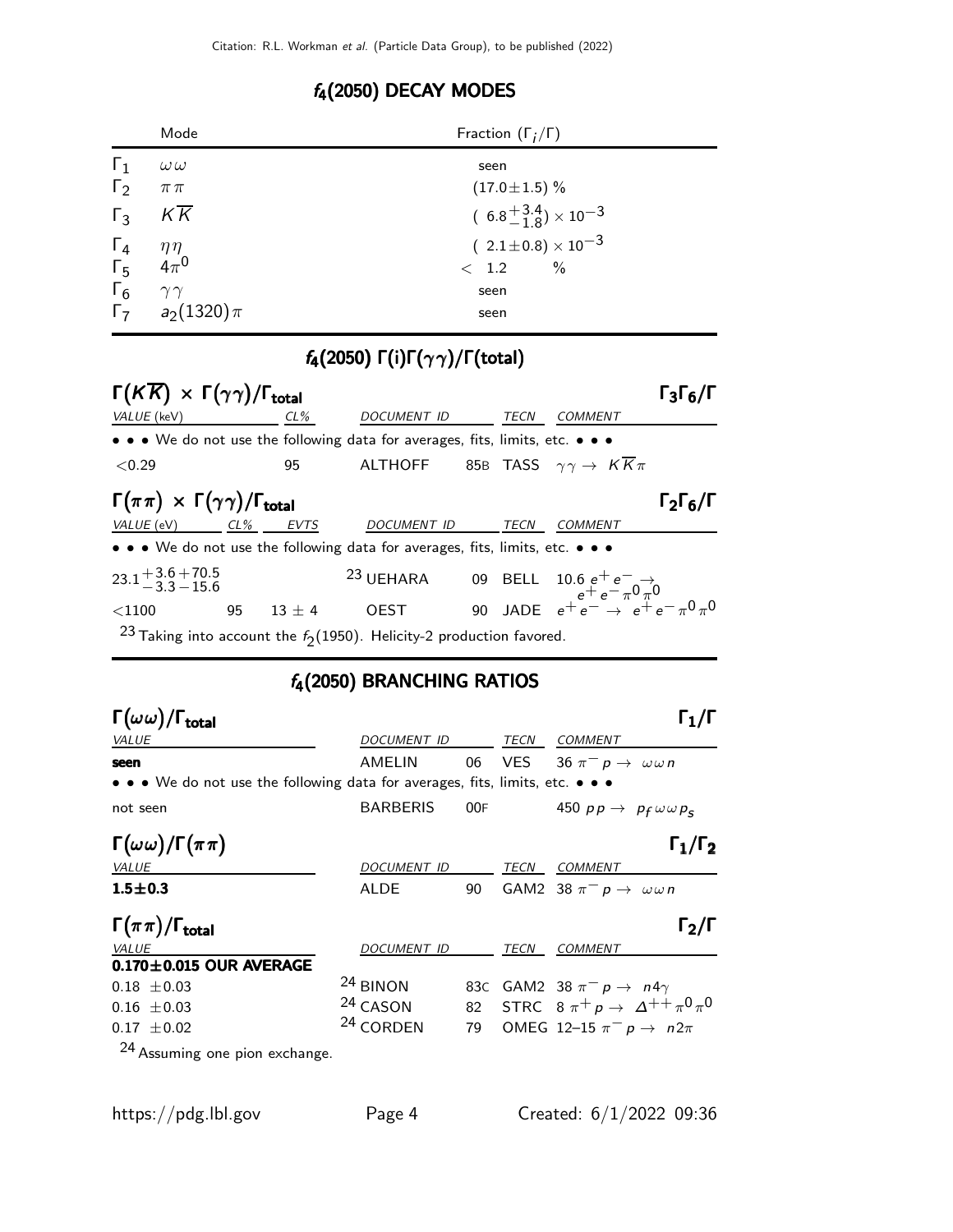## $f_4(2050)$ DECAY MODES

| | Mode | Fraction ($\Gamma_i/\Gamma$) |
|---|---|---|
| $\Gamma_1$ | $\omega\omega$ | seen |
| $\Gamma_2$ | $\pi\pi$ | $(17.0\pm1.5)$ % |
| $\Gamma_3$ | $K\overline{K}$ | $(6.8^{+3.4}_{-1.8}) \times 10^{-3}$ |
| $\Gamma_4$ | $\eta\eta$ | $(2.1\pm0.8) \times 10^{-3}$ |
| $\Gamma_5$ | $4\pi^0$ | $< 1.2$ % |
| $\Gamma_6$ | $\gamma\gamma$ | seen |
| $\Gamma_7$ | $a_2(1320)\pi$ | seen |

## $f_4(2050)$ $\Gamma(i)\Gamma(\gamma\gamma)/\Gamma(\text{total})$

### $\Gamma(K\overline{K}) \times \Gamma(\gamma\gamma)/\Gamma_{\text{total}}$ $\qquad \Gamma_3\Gamma_6/\Gamma$

| VALUE (keV) | CL% | DOCUMENT ID | | TECN | COMMENT |
|---|---|---|---|---|---|
| • • • We do not use the following data for averages, fits, limits, etc. • • • | | | | | |
| $<0.29$ | 95 | ALTHOFF | 85B | TASS | $\gamma\gamma \rightarrow K\overline{K}\pi$ |

### $\Gamma(\pi\pi) \times \Gamma(\gamma\gamma)/\Gamma_{\text{total}}$ $\qquad \Gamma_2\Gamma_6/\Gamma$

| VALUE (eV) | CL% | EVTS | DOCUMENT ID | | TECN | COMMENT |
|---|---|---|---|---|---|---|
| • • • We do not use the following data for averages, fits, limits, etc. • • • | | | | | | |
| $23.1^{+3.6}_{-3.3}{}^{+70.5}_{-15.6}$ | | | [23] UEHARA | 09 | BELL | $10.6\ e^+e^- \rightarrow e^+e^-\pi^0\pi^0$ |
| $<1100$ | 95 | $13\pm4$ | OEST | 90 | JADE | $e^+e^- \rightarrow e^+e^-\pi^0\pi^0$ |

[23] Taking into account the $f_2(1950)$. Helicity-2 production favored.

## $f_4(2050)$ BRANCHING RATIOS

### $\Gamma(\omega\omega)/\Gamma_{\text{total}}$ $\qquad \Gamma_1/\Gamma$

| VALUE | DOCUMENT ID | | TECN | COMMENT |
|---|---|---|---|---|
| **seen** | AMELIN | 06 | VES | $36\ \pi^- p \rightarrow \omega\omega n$ |
| • • • We do not use the following data for averages, fits, limits, etc. • • • | | | | |
| not seen | BARBERIS | 00F | | $450\ pp \rightarrow p_f\,\omega\omega\,p_s$ |

### $\Gamma(\omega\omega)/\Gamma(\pi\pi)$ $\qquad \Gamma_1/\Gamma_2$

| VALUE | DOCUMENT ID | | TECN | COMMENT |
|---|---|---|---|---|
| **1.5±0.3** | ALDE | 90 | GAM2 | $38\ \pi^- p \rightarrow \omega\omega n$ |

### $\Gamma(\pi\pi)/\Gamma_{\text{total}}$ $\qquad \Gamma_2/\Gamma$

| VALUE | DOCUMENT ID | | TECN | COMMENT |
|---|---|---|---|---|
| **0.170±0.015 OUR AVERAGE** | | | | |
| $0.18\ \pm0.03$ | [24] BINON | 83C | GAM2 | $38\ \pi^- p \rightarrow n4\gamma$ |
| $0.16\ \pm0.03$ | [24] CASON | 82 | STRC | $8\ \pi^+ p \rightarrow \Delta^{++}\pi^0\pi^0$ |
| $0.17\ \pm0.02$ | [24] CORDEN | 79 | OMEG | $12–15\ \pi^- p \rightarrow n2\pi$ |

[24] Assuming one pion exchange.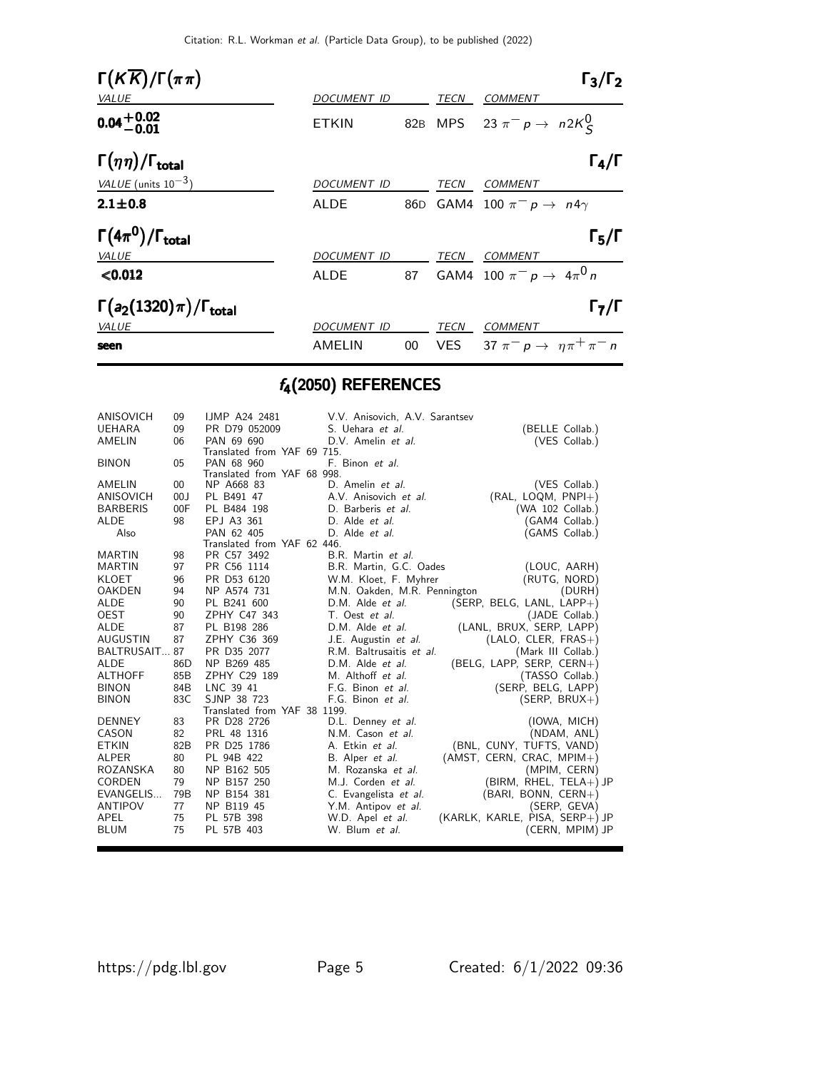### $\Gamma(K\overline{K})/\Gamma(\pi\pi)$ $\Gamma_3/\Gamma_2$

| VALUE | DOCUMENT ID | | TECN | COMMENT |
|---|---|---|---|---|
| $\mathbf{0.04^{+0.02}_{-0.01}}$ | ETKIN | 82B | MPS | $23\ \pi^- p \rightarrow n 2K^0_S$ |

### $\Gamma(\eta\eta)/\Gamma_{total}$ $\Gamma_4/\Gamma$

| VALUE (units $10^{-3}$) | DOCUMENT ID | | TECN | COMMENT |
|---|---|---|---|---|
| **2.1±0.8** | ALDE | 86D | GAM4 | $100\ \pi^- p \rightarrow n 4\gamma$ |

### $\Gamma(4\pi^0)/\Gamma_{total}$ $\Gamma_5/\Gamma$

| VALUE | DOCUMENT ID | | TECN | COMMENT |
|---|---|---|---|---|
| **<0.012** | ALDE | 87 | GAM4 | $100\ \pi^- p \rightarrow 4\pi^0 n$ |

### $\Gamma(a_2(1320)\pi)/\Gamma_{total}$ $\Gamma_7/\Gamma$

| VALUE | DOCUMENT ID | | TECN | COMMENT |
|---|---|---|---|---|
| **seen** | AMELIN | 00 | VES | $37\ \pi^- p \rightarrow \eta\pi^+\pi^- n$ |

## $f_4(2050)$ REFERENCES

| | | | | |
|---|---|---|---|---|
| ANISOVICH | 09 | IJMP A24 2481 | V.V. Anisovich, A.V. Sarantsev | |
| UEHARA | 09 | PR D79 052009 | S. Uehara *et al.* | (BELLE Collab.) |
| AMELIN | 06 | PAN 69 690 | D.V. Amelin *et al.* | (VES Collab.) |
| | | Translated from YAF 69 715. | | |
| BINON | 05 | PAN 68 960 | F. Binon *et al.* | |
| | | Translated from YAF 68 998. | | |
| AMELIN | 00 | NP A668 83 | D. Amelin *et al.* | (VES Collab.) |
| ANISOVICH | 00J | PL B491 47 | A.V. Anisovich *et al.* | (RAL, LOQM, PNPI+) |
| BARBERIS | 00F | PL B484 198 | D. Barberis *et al.* | (WA 102 Collab.) |
| ALDE | 98 | EPJ A3 361 | D. Alde *et al.* | (GAM4 Collab.) |
| Also | | PAN 62 405 | D. Alde *et al.* | (GAMS Collab.) |
| | | Translated from YAF 62 446. | | |
| MARTIN | 98 | PR C57 3492 | B.R. Martin *et al.* | |
| MARTIN | 97 | PR C56 1114 | B.R. Martin, G.C. Oades | (LOUC, AARH) |
| KLOET | 96 | PR D53 6120 | W.M. Kloet, F. Myhrer | (RUTG, NORD) |
| OAKDEN | 94 | NP A574 731 | M.N. Oakden, M.R. Pennington | (DURH) |
| ALDE | 90 | PL B241 600 | D.M. Alde *et al.* | (SERP, BELG, LANL, LAPP+) |
| OEST | 90 | ZPHY C47 343 | T. Oest *et al.* | (JADE Collab.) |
| ALDE | 87 | PL B198 286 | D.M. Alde *et al.* | (LANL, BRUX, SERP, LAPP) |
| AUGUSTIN | 87 | ZPHY C36 369 | J.E. Augustin *et al.* | (LALO, CLER, FRAS+) |
| BALTRUSAIT... | 87 | PR D35 2077 | R.M. Baltrusaitis *et al.* | (Mark III Collab.) |
| ALDE | 86D | NP B269 485 | D.M. Alde *et al.* | (BELG, LAPP, SERP, CERN+) |
| ALTHOFF | 85B | ZPHY C29 189 | M. Althoff *et al.* | (TASSO Collab.) |
| BINON | 84B | LNC 39 41 | F.G. Binon *et al.* | (SERP, BELG, LAPP) |
| BINON | 83C | SJNP 38 723 | F.G. Binon *et al.* | (SERP, BRUX+) |
| | | Translated from YAF 38 1199. | | |
| DENNEY | 83 | PR D28 2726 | D.L. Denney *et al.* | (IOWA, MICH) |
| CASON | 82 | PRL 48 1316 | N.M. Cason *et al.* | (NDAM, ANL) |
| ETKIN | 82B | PR D25 1786 | A. Etkin *et al.* | (BNL, CUNY, TUFTS, VAND) |
| ALPER | 80 | PL 94B 422 | B. Alper *et al.* | (AMST, CERN, CRAC, MPIM+) |
| ROZANSKA | 80 | NP B162 505 | M. Rozanska *et al.* | (MPIM, CERN) |
| CORDEN | 79 | NP B157 250 | M.J. Corden *et al.* | (BIRM, RHEL, TELA+) JP |
| EVANGELIS... | 79B | NP B154 381 | C. Evangelista *et al.* | (BARI, BONN, CERN+) |
| ANTIPOV | 77 | NP B119 45 | Y.M. Antipov *et al.* | (SERP, GEVA) |
| APEL | 75 | PL 57B 398 | W.D. Apel *et al.* | (KARLK, KARLE, PISA, SERP+) JP |
| BLUM | 75 | PL 57B 403 | W. Blum *et al.* | (CERN, MPIM) JP |